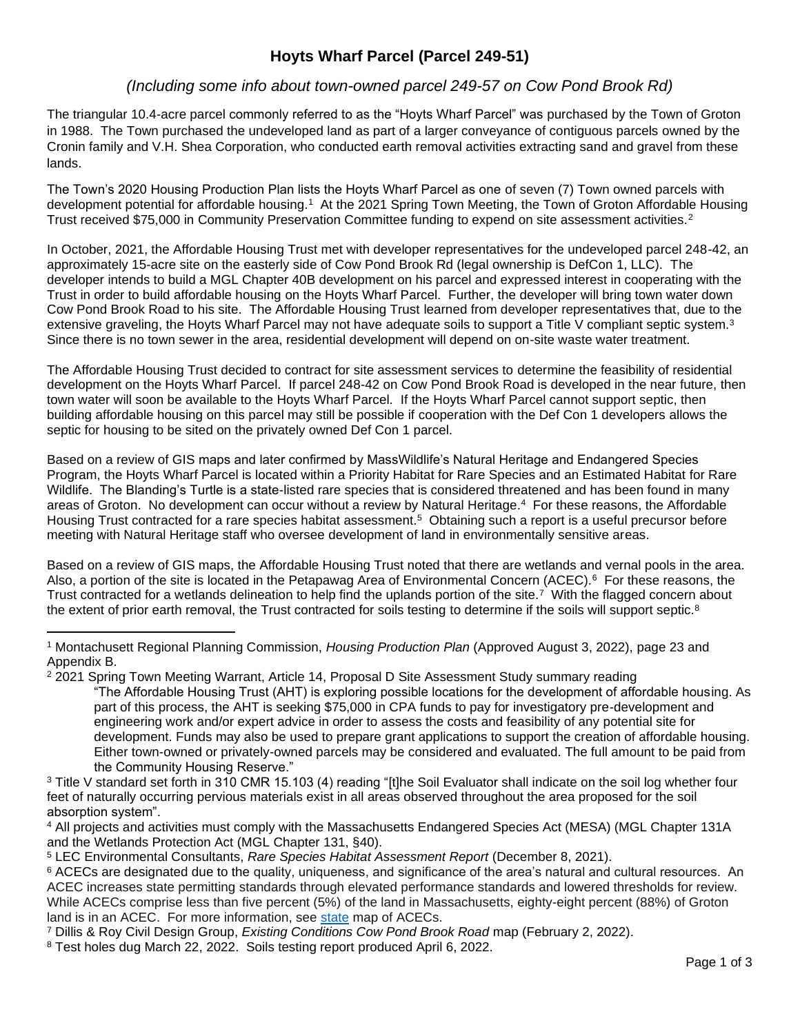# Hoyts Wharf Parcel (Parcel 249-51)

## *(Including some info about town-owned parcel 249-57 on Cow Pond Brook Rd)*

The triangular 10.4-acre parcel commonly referred to as the "Hoyts Wharf Parcel" was purchased by the Town of Groton in 1988. The Town purchased the undeveloped land as part of a larger conveyance of contiguous parcels owned by the Cronin family and V.H. Shea Corporation, who conducted earth removal activities extracting sand and gravel from these lands.

The Town's 2020 Housing Production Plan lists the Hoyts Wharf Parcel as one of seven (7) Town owned parcels with development potential for affordable housing.[1] At the 2021 Spring Town Meeting, the Town of Groton Affordable Housing Trust received $75,000 in Community Preservation Committee funding to expend on site assessment activities.[2]

In October, 2021, the Affordable Housing Trust met with developer representatives for the undeveloped parcel 248-42, an approximately 15-acre site on the easterly side of Cow Pond Brook Rd (legal ownership is DefCon 1, LLC). The developer intends to build a MGL Chapter 40B development on his parcel and expressed interest in cooperating with the Trust in order to build affordable housing on the Hoyts Wharf Parcel. Further, the developer will bring town water down Cow Pond Brook Road to his site. The Affordable Housing Trust learned from developer representatives that, due to the extensive graveling, the Hoyts Wharf Parcel may not have adequate soils to support a Title V compliant septic system.[3] Since there is no town sewer in the area, residential development will depend on on-site waste water treatment.

The Affordable Housing Trust decided to contract for site assessment services to determine the feasibility of residential development on the Hoyts Wharf Parcel. If parcel 248-42 on Cow Pond Brook Road is developed in the near future, then town water will soon be available to the Hoyts Wharf Parcel. If the Hoyts Wharf Parcel cannot support septic, then building affordable housing on this parcel may still be possible if cooperation with the Def Con 1 developers allows the septic for housing to be sited on the privately owned Def Con 1 parcel.

Based on a review of GIS maps and later confirmed by MassWildlife's Natural Heritage and Endangered Species Program, the Hoyts Wharf Parcel is located within a Priority Habitat for Rare Species and an Estimated Habitat for Rare Wildlife. The Blanding's Turtle is a state-listed rare species that is considered threatened and has been found in many areas of Groton. No development can occur without a review by Natural Heritage.[4] For these reasons, the Affordable Housing Trust contracted for a rare species habitat assessment.[5] Obtaining such a report is a useful precursor before meeting with Natural Heritage staff who oversee development of land in environmentally sensitive areas.

Based on a review of GIS maps, the Affordable Housing Trust noted that there are wetlands and vernal pools in the area. Also, a portion of the site is located in the Petapawag Area of Environmental Concern (ACEC).[6] For these reasons, the Trust contracted for a wetlands delineation to help find the uplands portion of the site.[7] With the flagged concern about the extent of prior earth removal, the Trust contracted for soils testing to determine if the soils will support septic.[8]

---

[1] Montachusett Regional Planning Commission, *Housing Production Plan* (Approved August 3, 2022), page 23 and Appendix B.

[2] 2021 Spring Town Meeting Warrant, Article 14, Proposal D Site Assessment Study summary reading

> "The Affordable Housing Trust (AHT) is exploring possible locations for the development of affordable housing. As part of this process, the AHT is seeking $75,000 in CPA funds to pay for investigatory pre-development and engineering work and/or expert advice in order to assess the costs and feasibility of any potential site for development. Funds may also be used to prepare grant applications to support the creation of affordable housing. Either town-owned or privately-owned parcels may be considered and evaluated. The full amount to be paid from the Community Housing Reserve."

[3] Title V standard set forth in 310 CMR 15.103 (4) reading "[t]he Soil Evaluator shall indicate on the soil log whether four feet of naturally occurring pervious materials exist in all areas observed throughout the area proposed for the soil absorption system".

[4] All projects and activities must comply with the Massachusetts Endangered Species Act (MESA) (MGL Chapter 131A and the Wetlands Protection Act (MGL Chapter 131, §40).

[5] LEC Environmental Consultants, *Rare Species Habitat Assessment Report* (December 8, 2021).

[6] ACECs are designated due to the quality, uniqueness, and significance of the area's natural and cultural resources. An ACEC increases state permitting standards through elevated performance standards and lowered thresholds for review. While ACECs comprise less than five percent (5%) of the land in Massachusetts, eighty-eight percent (88%) of Groton land is in an ACEC. For more information, see state map of ACECs.

[7] Dillis & Roy Civil Design Group, *Existing Conditions Cow Pond Brook Road* map (February 2, 2022).

[8] Test holes dug March 22, 2022. Soils testing report produced April 6, 2022.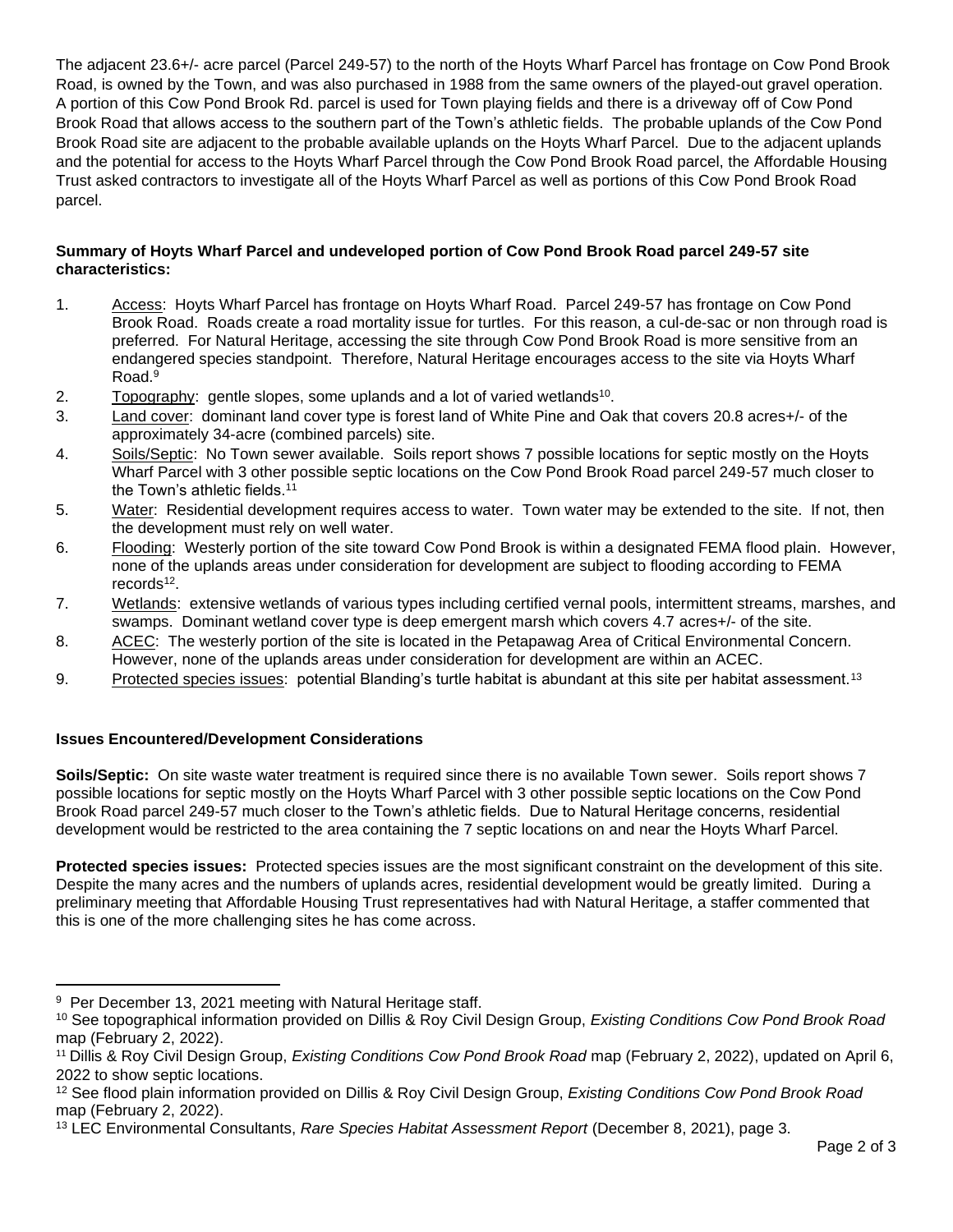The adjacent 23.6+/- acre parcel (Parcel 249-57) to the north of the Hoyts Wharf Parcel has frontage on Cow Pond Brook Road, is owned by the Town, and was also purchased in 1988 from the same owners of the played-out gravel operation. A portion of this Cow Pond Brook Rd. parcel is used for Town playing fields and there is a driveway off of Cow Pond Brook Road that allows access to the southern part of the Town's athletic fields. The probable uplands of the Cow Pond Brook Road site are adjacent to the probable available uplands on the Hoyts Wharf Parcel. Due to the adjacent uplands and the potential for access to the Hoyts Wharf Parcel through the Cow Pond Brook Road parcel, the Affordable Housing Trust asked contractors to investigate all of the Hoyts Wharf Parcel as well as portions of this Cow Pond Brook Road parcel.

**Summary of Hoyts Wharf Parcel and undeveloped portion of Cow Pond Brook Road parcel 249-57 site characteristics:**

1. Access: Hoyts Wharf Parcel has frontage on Hoyts Wharf Road. Parcel 249-57 has frontage on Cow Pond Brook Road. Roads create a road mortality issue for turtles. For this reason, a cul-de-sac or non through road is preferred. For Natural Heritage, accessing the site through Cow Pond Brook Road is more sensitive from an endangered species standpoint. Therefore, Natural Heritage encourages access to the site via Hoyts Wharf Road.[9]
2. Topography: gentle slopes, some uplands and a lot of varied wetlands[10].
3. Land cover: dominant land cover type is forest land of White Pine and Oak that covers 20.8 acres+/- of the approximately 34-acre (combined parcels) site.
4. Soils/Septic: No Town sewer available. Soils report shows 7 possible locations for septic mostly on the Hoyts Wharf Parcel with 3 other possible septic locations on the Cow Pond Brook Road parcel 249-57 much closer to the Town's athletic fields.[11]
5. Water: Residential development requires access to water. Town water may be extended to the site. If not, then the development must rely on well water.
6. Flooding: Westerly portion of the site toward Cow Pond Brook is within a designated FEMA flood plain. However, none of the uplands areas under consideration for development are subject to flooding according to FEMA records[12].
7. Wetlands: extensive wetlands of various types including certified vernal pools, intermittent streams, marshes, and swamps. Dominant wetland cover type is deep emergent marsh which covers 4.7 acres+/- of the site.
8. ACEC: The westerly portion of the site is located in the Petapawag Area of Critical Environmental Concern. However, none of the uplands areas under consideration for development are within an ACEC.
9. Protected species issues: potential Blanding's turtle habitat is abundant at this site per habitat assessment.[13]

**Issues Encountered/Development Considerations**

**Soils/Septic:** On site waste water treatment is required since there is no available Town sewer. Soils report shows 7 possible locations for septic mostly on the Hoyts Wharf Parcel with 3 other possible septic locations on the Cow Pond Brook Road parcel 249-57 much closer to the Town's athletic fields. Due to Natural Heritage concerns, residential development would be restricted to the area containing the 7 septic locations on and near the Hoyts Wharf Parcel.

**Protected species issues:** Protected species issues are the most significant constraint on the development of this site. Despite the many acres and the numbers of uplands acres, residential development would be greatly limited. During a preliminary meeting that Affordable Housing Trust representatives had with Natural Heritage, a staffer commented that this is one of the more challenging sites he has come across.

---

[9] Per December 13, 2021 meeting with Natural Heritage staff.

[10] See topographical information provided on Dillis & Roy Civil Design Group, *Existing Conditions Cow Pond Brook Road* map (February 2, 2022).

[11] Dillis & Roy Civil Design Group, *Existing Conditions Cow Pond Brook Road* map (February 2, 2022), updated on April 6, 2022 to show septic locations.

[12] See flood plain information provided on Dillis & Roy Civil Design Group, *Existing Conditions Cow Pond Brook Road* map (February 2, 2022).

[13] LEC Environmental Consultants, *Rare Species Habitat Assessment Report* (December 8, 2021), page 3.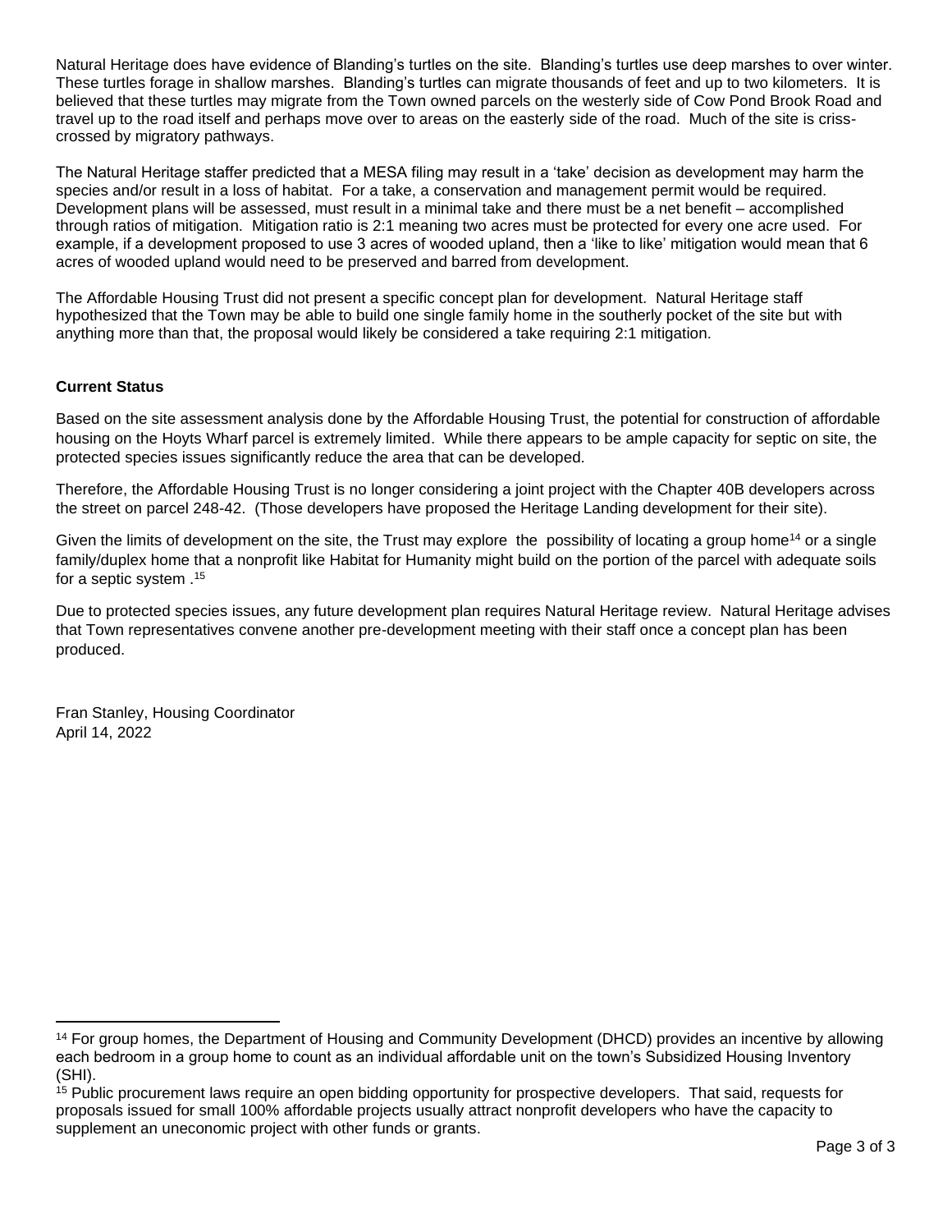Natural Heritage does have evidence of Blanding's turtles on the site. Blanding's turtles use deep marshes to over winter. These turtles forage in shallow marshes. Blanding's turtles can migrate thousands of feet and up to two kilometers. It is believed that these turtles may migrate from the Town owned parcels on the westerly side of Cow Pond Brook Road and travel up to the road itself and perhaps move over to areas on the easterly side of the road. Much of the site is criss-crossed by migratory pathways.

The Natural Heritage staffer predicted that a MESA filing may result in a 'take' decision as development may harm the species and/or result in a loss of habitat. For a take, a conservation and management permit would be required. Development plans will be assessed, must result in a minimal take and there must be a net benefit – accomplished through ratios of mitigation. Mitigation ratio is 2:1 meaning two acres must be protected for every one acre used. For example, if a development proposed to use 3 acres of wooded upland, then a 'like to like' mitigation would mean that 6 acres of wooded upland would need to be preserved and barred from development.

The Affordable Housing Trust did not present a specific concept plan for development. Natural Heritage staff hypothesized that the Town may be able to build one single family home in the southerly pocket of the site but with anything more than that, the proposal would likely be considered a take requiring 2:1 mitigation.

**Current Status**

Based on the site assessment analysis done by the Affordable Housing Trust, the potential for construction of affordable housing on the Hoyts Wharf parcel is extremely limited. While there appears to be ample capacity for septic on site, the protected species issues significantly reduce the area that can be developed.

Therefore, the Affordable Housing Trust is no longer considering a joint project with the Chapter 40B developers across the street on parcel 248-42. (Those developers have proposed the Heritage Landing development for their site).

Given the limits of development on the site, the Trust may explore the possibility of locating a group home[14] or a single family/duplex home that a nonprofit like Habitat for Humanity might build on the portion of the parcel with adequate soils for a septic system .[15]

Due to protected species issues, any future development plan requires Natural Heritage review. Natural Heritage advises that Town representatives convene another pre-development meeting with their staff once a concept plan has been produced.

Fran Stanley, Housing Coordinator
April 14, 2022

[14] For group homes, the Department of Housing and Community Development (DHCD) provides an incentive by allowing each bedroom in a group home to count as an individual affordable unit on the town's Subsidized Housing Inventory (SHI).

[15] Public procurement laws require an open bidding opportunity for prospective developers. That said, requests for proposals issued for small 100% affordable projects usually attract nonprofit developers who have the capacity to supplement an uneconomic project with other funds or grants.